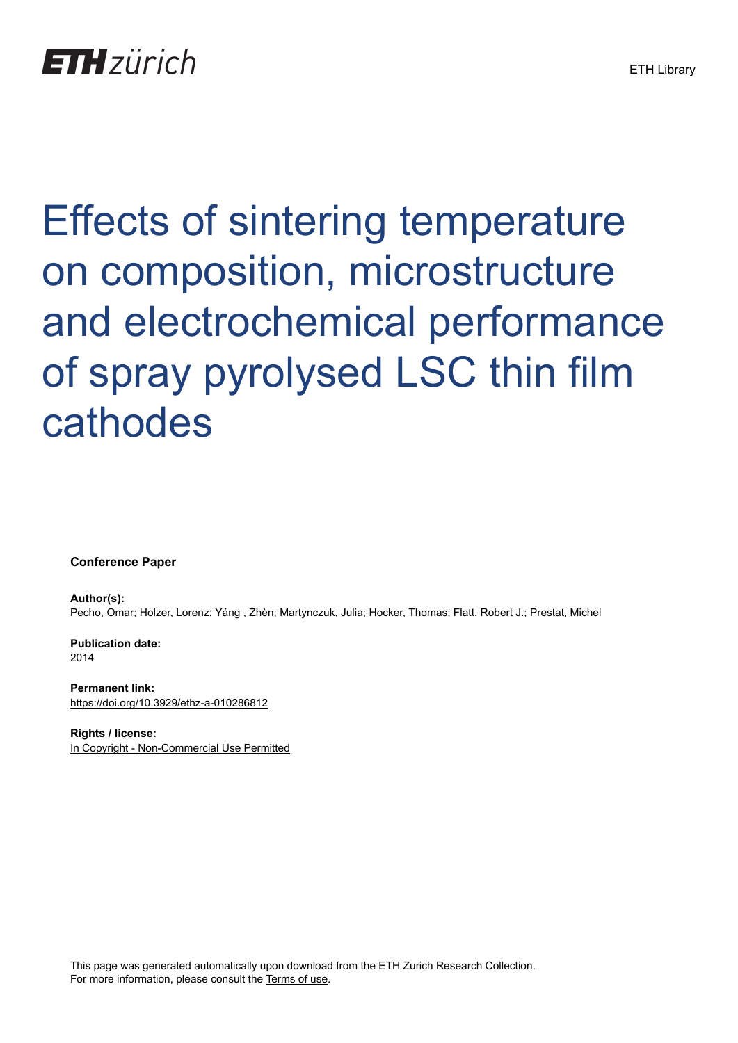ETH zürich

ETH Library

# Effects of sintering temperature on composition, microstructure and electrochemical performance of spray pyrolysed LSC thin film cathodes

**Conference Paper**

**Author(s):**
Pecho, Omar; Holzer, Lorenz; Yáng , Zhèn; Martynczuk, Julia; Hocker, Thomas; Flatt, Robert J.; Prestat, Michel

**Publication date:**
2014

**Permanent link:**
https://doi.org/10.3929/ethz-a-010286812

**Rights / license:**
In Copyright - Non-Commercial Use Permitted

This page was generated automatically upon download from the ETH Zurich Research Collection.
For more information, please consult the Terms of use.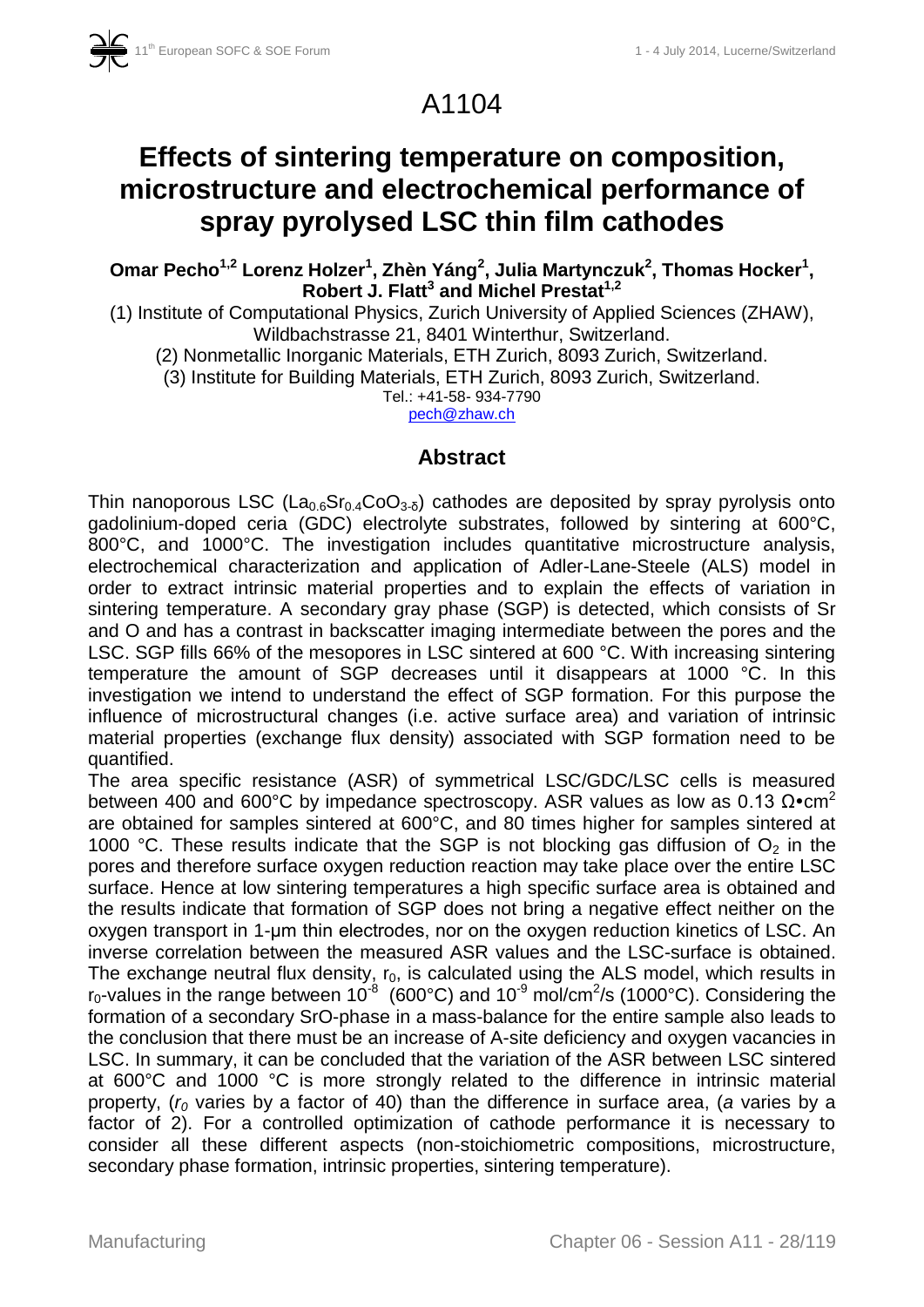# A1104

# Effects of sintering temperature on composition, microstructure and electrochemical performance of spray pyrolysed LSC thin film cathodes

**Omar Pecho[1,2] Lorenz Holzer[1], Zhèn Yáng[2], Julia Martynczuk[2], Thomas Hocker[1], Robert J. Flatt[3] and Michel Prestat[1,2]**

(1) Institute of Computational Physics, Zurich University of Applied Sciences (ZHAW), Wildbachstrasse 21, 8401 Winterthur, Switzerland.

(2) Nonmetallic Inorganic Materials, ETH Zurich, 8093 Zurich, Switzerland.

(3) Institute for Building Materials, ETH Zurich, 8093 Zurich, Switzerland.

Tel.: +41-58- 934-7790

pech@zhaw.ch

## Abstract

Thin nanoporous LSC ($La_{0.6}Sr_{0.4}CoO_{3-\delta}$) cathodes are deposited by spray pyrolysis onto gadolinium-doped ceria (GDC) electrolyte substrates, followed by sintering at 600°C, 800°C, and 1000°C. The investigation includes quantitative microstructure analysis, electrochemical characterization and application of Adler-Lane-Steele (ALS) model in order to extract intrinsic material properties and to explain the effects of variation in sintering temperature. A secondary gray phase (SGP) is detected, which consists of Sr and O and has a contrast in backscatter imaging intermediate between the pores and the LSC. SGP fills 66% of the mesopores in LSC sintered at 600 °C. With increasing sintering temperature the amount of SGP decreases until it disappears at 1000 °C. In this investigation we intend to understand the effect of SGP formation. For this purpose the influence of microstructural changes (i.e. active surface area) and variation of intrinsic material properties (exchange flux density) associated with SGP formation need to be quantified.

The area specific resistance (ASR) of symmetrical LSC/GDC/LSC cells is measured between 400 and 600°C by impedance spectroscopy. ASR values as low as 0.13 $\Omega \bullet cm^2$ are obtained for samples sintered at 600°C, and 80 times higher for samples sintered at 1000 °C. These results indicate that the SGP is not blocking gas diffusion of $O_2$ in the pores and therefore surface oxygen reduction reaction may take place over the entire LSC surface. Hence at low sintering temperatures a high specific surface area is obtained and the results indicate that formation of SGP does not bring a negative effect neither on the oxygen transport in 1-µm thin electrodes, nor on the oxygen reduction kinetics of LSC. An inverse correlation between the measured ASR values and the LSC-surface is obtained. The exchange neutral flux density, $r_0$, is calculated using the ALS model, which results in $r_0$-values in the range between $10^{-8}$ (600°C) and $10^{-9}$ mol/cm$^2$/s (1000°C). Considering the formation of a secondary SrO-phase in a mass-balance for the entire sample also leads to the conclusion that there must be an increase of A-site deficiency and oxygen vacancies in LSC. In summary, it can be concluded that the variation of the ASR between LSC sintered at 600°C and 1000 °C is more strongly related to the difference in intrinsic material property, ($r_0$ varies by a factor of 40) than the difference in surface area, ($a$ varies by a factor of 2). For a controlled optimization of cathode performance it is necessary to consider all these different aspects (non-stoichiometric compositions, microstructure, secondary phase formation, intrinsic properties, sintering temperature).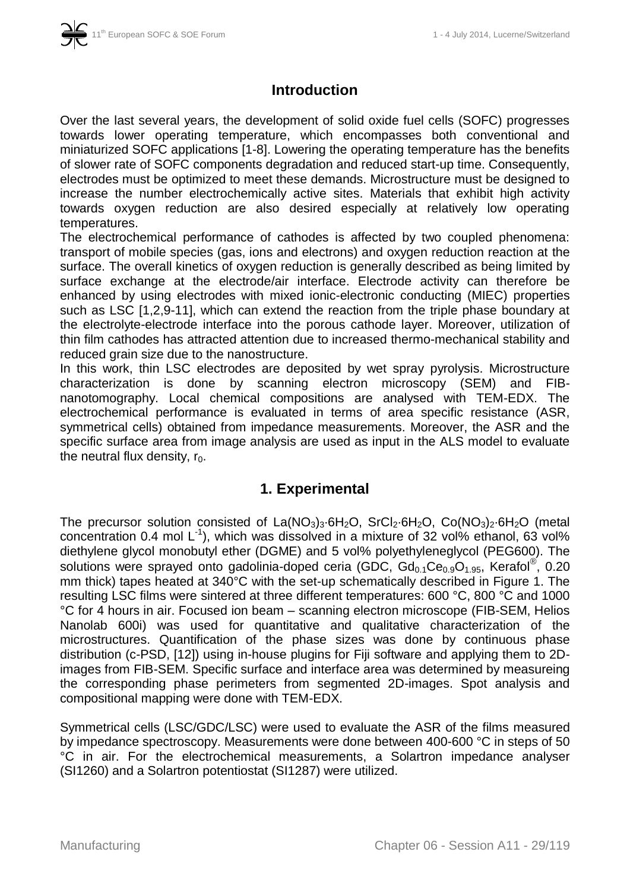## Introduction

Over the last several years, the development of solid oxide fuel cells (SOFC) progresses towards lower operating temperature, which encompasses both conventional and miniaturized SOFC applications [1-8]. Lowering the operating temperature has the benefits of slower rate of SOFC components degradation and reduced start-up time. Consequently, electrodes must be optimized to meet these demands. Microstructure must be designed to increase the number electrochemically active sites. Materials that exhibit high activity towards oxygen reduction are also desired especially at relatively low operating temperatures.

The electrochemical performance of cathodes is affected by two coupled phenomena: transport of mobile species (gas, ions and electrons) and oxygen reduction reaction at the surface. The overall kinetics of oxygen reduction is generally described as being limited by surface exchange at the electrode/air interface. Electrode activity can therefore be enhanced by using electrodes with mixed ionic-electronic conducting (MIEC) properties such as LSC [1,2,9-11], which can extend the reaction from the triple phase boundary at the electrolyte-electrode interface into the porous cathode layer. Moreover, utilization of thin film cathodes has attracted attention due to increased thermo-mechanical stability and reduced grain size due to the nanostructure.

In this work, thin LSC electrodes are deposited by wet spray pyrolysis. Microstructure characterization is done by scanning electron microscopy (SEM) and FIB-nanotomography. Local chemical compositions are analysed with TEM-EDX. The electrochemical performance is evaluated in terms of area specific resistance (ASR, symmetrical cells) obtained from impedance measurements. Moreover, the ASR and the specific surface area from image analysis are used as input in the ALS model to evaluate the neutral flux density, $r_0$.

## 1. Experimental

The precursor solution consisted of $La(NO_3)_3{\cdot}6H_2O$, $SrCl_2{\cdot}6H_2O$, $Co(NO_3)_2{\cdot}6H_2O$ (metal concentration 0.4 mol $L^{-1}$), which was dissolved in a mixture of 32 vol% ethanol, 63 vol% diethylene glycol monobutyl ether (DGME) and 5 vol% polyethyleneglycol (PEG600). The solutions were sprayed onto gadolinia-doped ceria (GDC, $Gd_{0.1}Ce_{0.9}O_{1.95}$, Kerafol®, 0.20 mm thick) tapes heated at 340°C with the set-up schematically described in Figure 1. The resulting LSC films were sintered at three different temperatures: 600 °C, 800 °C and 1000 °C for 4 hours in air. Focused ion beam – scanning electron microscope (FIB-SEM, Helios Nanolab 600i) was used for quantitative and qualitative characterization of the microstructures. Quantification of the phase sizes was done by continuous phase distribution (c-PSD, [12]) using in-house plugins for Fiji software and applying them to 2D-images from FIB-SEM. Specific surface and interface area was determined by measureing the corresponding phase perimeters from segmented 2D-images. Spot analysis and compositional mapping were done with TEM-EDX.

Symmetrical cells (LSC/GDC/LSC) were used to evaluate the ASR of the films measured by impedance spectroscopy. Measurements were done between 400-600 °C in steps of 50 °C in air. For the electrochemical measurements, a Solartron impedance analyser (SI1260) and a Solartron potentiostat (SI1287) were utilized.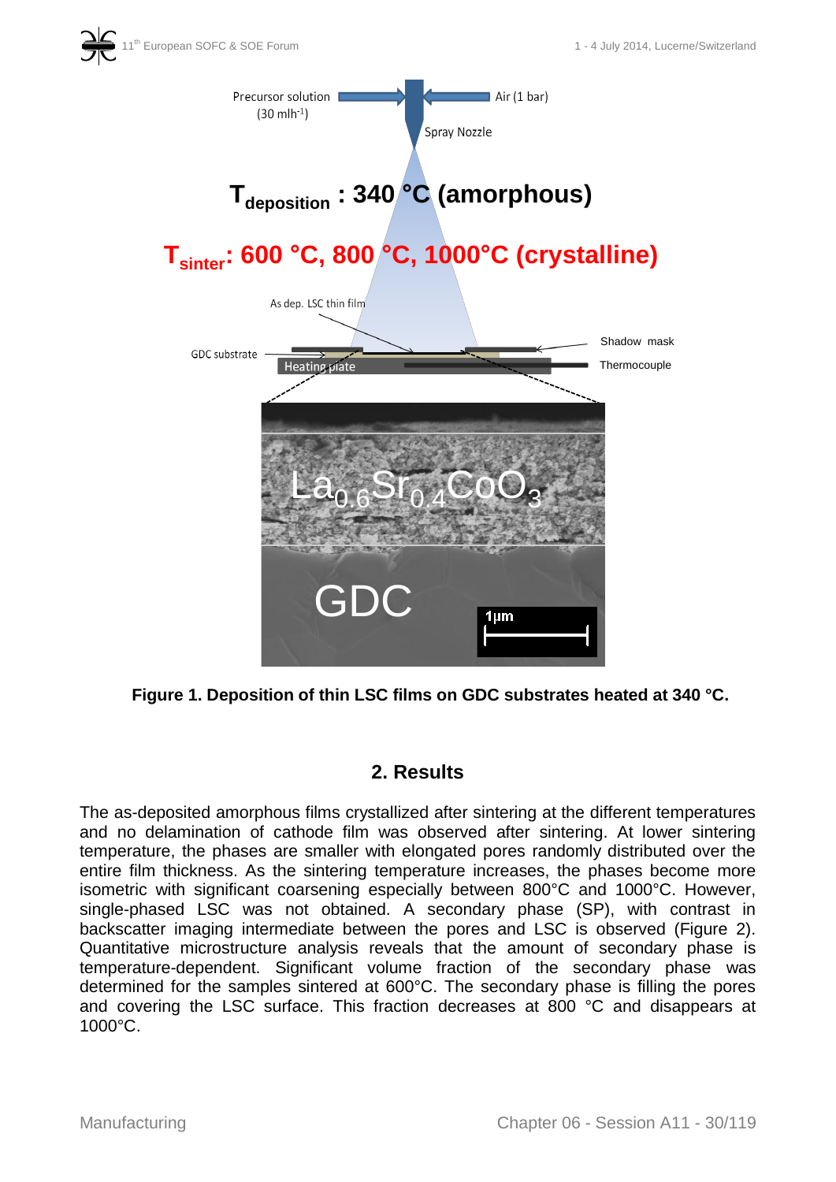Figure 1. Deposition of thin LSC films on GDC substrates heated at 340 °C.

## 2. Results

The as-deposited amorphous films crystallized after sintering at the different temperatures and no delamination of cathode film was observed after sintering. At lower sintering temperature, the phases are smaller with elongated pores randomly distributed over the entire film thickness. As the sintering temperature increases, the phases become more isometric with significant coarsening especially between 800°C and 1000°C. However, single-phased LSC was not obtained. A secondary phase (SP), with contrast in backscatter imaging intermediate between the pores and LSC is observed (Figure 2). Quantitative microstructure analysis reveals that the amount of secondary phase is temperature-dependent. Significant volume fraction of the secondary phase was determined for the samples sintered at 600°C. The secondary phase is filling the pores and covering the LSC surface. This fraction decreases at 800 °C and disappears at 1000°C.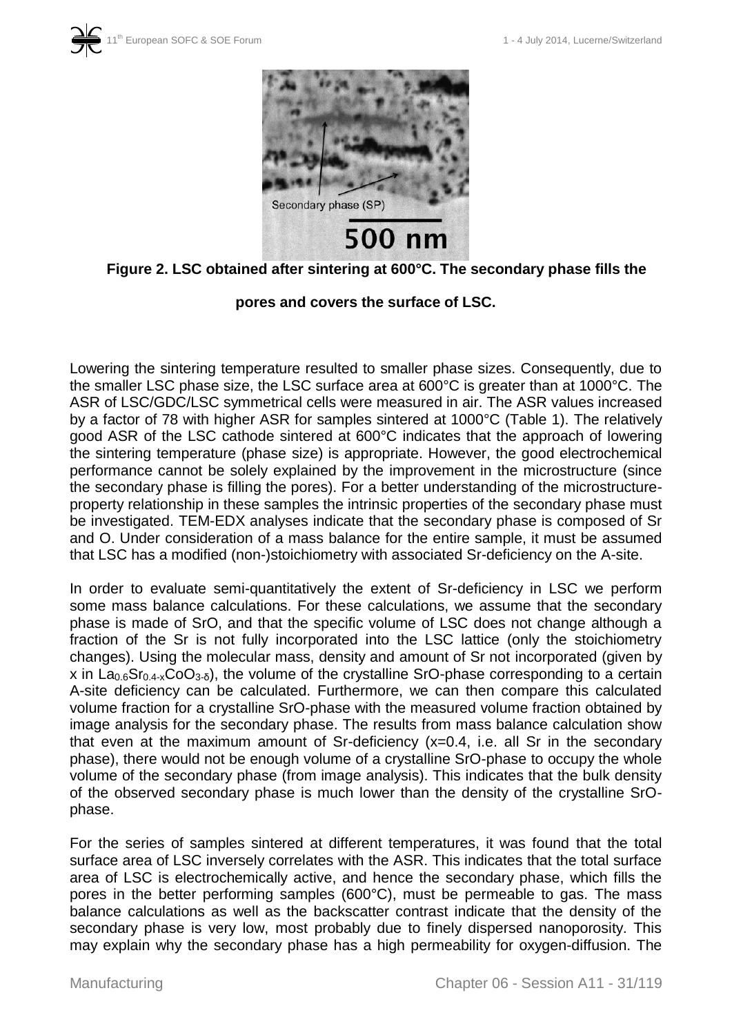**Figure 2. LSC obtained after sintering at 600°C. The secondary phase fills the pores and covers the surface of LSC.**

Lowering the sintering temperature resulted to smaller phase sizes. Consequently, due to the smaller LSC phase size, the LSC surface area at 600°C is greater than at 1000°C. The ASR of LSC/GDC/LSC symmetrical cells were measured in air. The ASR values increased by a factor of 78 with higher ASR for samples sintered at 1000°C (Table 1). The relatively good ASR of the LSC cathode sintered at 600°C indicates that the approach of lowering the sintering temperature (phase size) is appropriate. However, the good electrochemical performance cannot be solely explained by the improvement in the microstructure (since the secondary phase is filling the pores). For a better understanding of the microstructure-property relationship in these samples the intrinsic properties of the secondary phase must be investigated. TEM-EDX analyses indicate that the secondary phase is composed of Sr and O. Under consideration of a mass balance for the entire sample, it must be assumed that LSC has a modified (non-)stoichiometry with associated Sr-deficiency on the A-site.

In order to evaluate semi-quantitatively the extent of Sr-deficiency in LSC we perform some mass balance calculations. For these calculations, we assume that the secondary phase is made of SrO, and that the specific volume of LSC does not change although a fraction of the Sr is not fully incorporated into the LSC lattice (only the stoichiometry changes). Using the molecular mass, density and amount of Sr not incorporated (given by x in $La_{0.6}Sr_{0.4-x}CoO_{3-\delta}$), the volume of the crystalline SrO-phase corresponding to a certain A-site deficiency can be calculated. Furthermore, we can then compare this calculated volume fraction for a crystalline SrO-phase with the measured volume fraction obtained by image analysis for the secondary phase. The results from mass balance calculation show that even at the maximum amount of Sr-deficiency (x=0.4, i.e. all Sr in the secondary phase), there would not be enough volume of a crystalline SrO-phase to occupy the whole volume of the secondary phase (from image analysis). This indicates that the bulk density of the observed secondary phase is much lower than the density of the crystalline SrO-phase.

For the series of samples sintered at different temperatures, it was found that the total surface area of LSC inversely correlates with the ASR. This indicates that the total surface area of LSC is electrochemically active, and hence the secondary phase, which fills the pores in the better performing samples (600°C), must be permeable to gas. The mass balance calculations as well as the backscatter contrast indicate that the density of the secondary phase is very low, most probably due to finely dispersed nanoporosity. This may explain why the secondary phase has a high permeability for oxygen-diffusion. The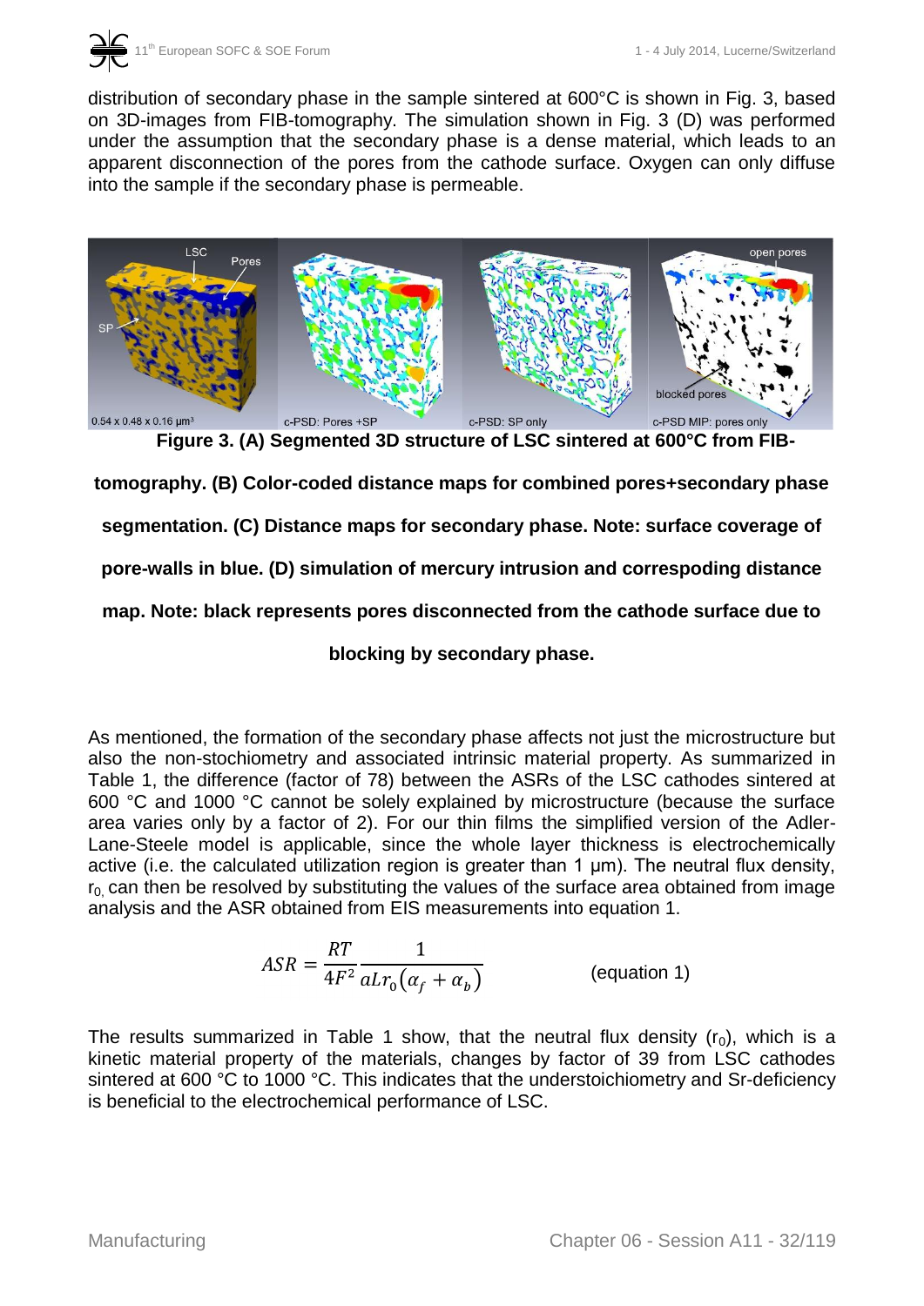distribution of secondary phase in the sample sintered at 600°C is shown in Fig. 3, based on 3D-images from FIB-tomography. The simulation shown in Fig. 3 (D) was performed under the assumption that the secondary phase is a dense material, which leads to an apparent disconnection of the pores from the cathode surface. Oxygen can only diffuse into the sample if the secondary phase is permeable.

**Figure 3. (A) Segmented 3D structure of LSC sintered at 600°C from FIB-tomography. (B) Color-coded distance maps for combined pores+secondary phase segmentation. (C) Distance maps for secondary phase. Note: surface coverage of pore-walls in blue. (D) simulation of mercury intrusion and correspoding distance map. Note: black represents pores disconnected from the cathode surface due to blocking by secondary phase.**

As mentioned, the formation of the secondary phase affects not just the microstructure but also the non-stochiometry and associated intrinsic material property. As summarized in Table 1, the difference (factor of 78) between the ASRs of the LSC cathodes sintered at 600 °C and 1000 °C cannot be solely explained by microstructure (because the surface area varies only by a factor of 2). For our thin films the simplified version of the Adler-Lane-Steele model is applicable, since the whole layer thickness is electrochemically active (i.e. the calculated utilization region is greater than 1 µm). The neutral flux density, $r_0$, can then be resolved by substituting the values of the surface area obtained from image analysis and the ASR obtained from EIS measurements into equation 1.

$$ASR = \frac{RT}{4F^2} \frac{1}{aLr_0(\alpha_f + \alpha_b)} \qquad \text{(equation 1)}$$

The results summarized in Table 1 show, that the neutral flux density ($r_0$), which is a kinetic material property of the materials, changes by factor of 39 from LSC cathodes sintered at 600 °C to 1000 °C. This indicates that the understoichiometry and Sr-deficiency is beneficial to the electrochemical performance of LSC.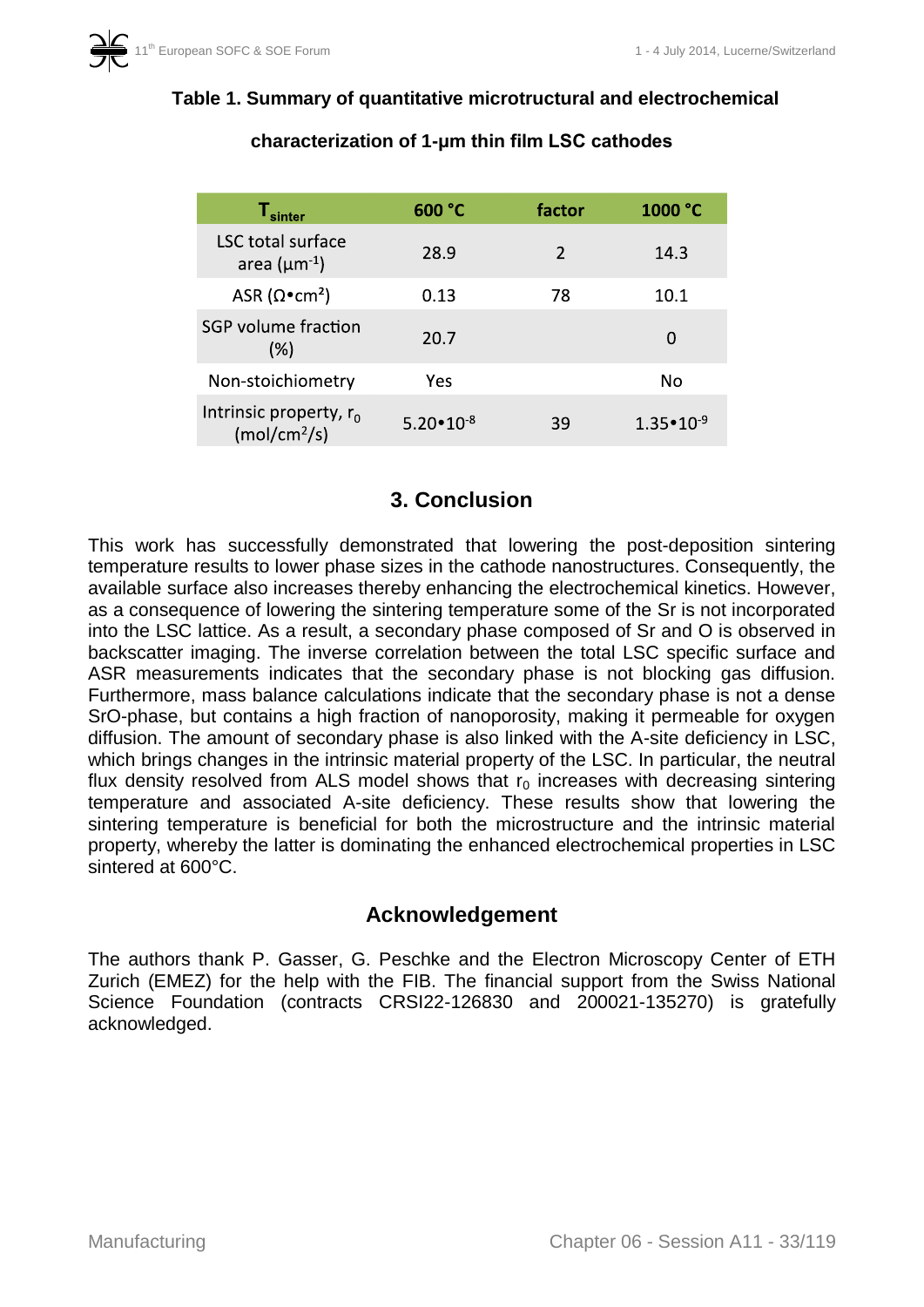**Table 1. Summary of quantitative microtructural and electrochemical characterization of 1-µm thin film LSC cathodes**

| $T_{sinter}$ | 600 °C | factor | 1000 °C |
|---|---|---|---|
| LSC total surface area ($\mu m^{-1}$) | 28.9 | 2 | 14.3 |
| ASR ($\Omega \cdot cm^2$) | 0.13 | 78 | 10.1 |
| SGP volume fraction (%) | 20.7 | | 0 |
| Non-stoichiometry | Yes | | No |
| Intrinsic property, $r_0$ ($mol/cm^2/s$) | $5.20 \cdot 10^{-8}$ | 39 | $1.35 \cdot 10^{-9}$ |

## 3. Conclusion

This work has successfully demonstrated that lowering the post-deposition sintering temperature results to lower phase sizes in the cathode nanostructures. Consequently, the available surface also increases thereby enhancing the electrochemical kinetics. However, as a consequence of lowering the sintering temperature some of the Sr is not incorporated into the LSC lattice. As a result, a secondary phase composed of Sr and O is observed in backscatter imaging. The inverse correlation between the total LSC specific surface and ASR measurements indicates that the secondary phase is not blocking gas diffusion. Furthermore, mass balance calculations indicate that the secondary phase is not a dense SrO-phase, but contains a high fraction of nanoporosity, making it permeable for oxygen diffusion. The amount of secondary phase is also linked with the A-site deficiency in LSC, which brings changes in the intrinsic material property of the LSC. In particular, the neutral flux density resolved from ALS model shows that $r_0$ increases with decreasing sintering temperature and associated A-site deficiency. These results show that lowering the sintering temperature is beneficial for both the microstructure and the intrinsic material property, whereby the latter is dominating the enhanced electrochemical properties in LSC sintered at 600°C.

## Acknowledgement

The authors thank P. Gasser, G. Peschke and the Electron Microscopy Center of ETH Zurich (EMEZ) for the help with the FIB. The financial support from the Swiss National Science Foundation (contracts CRSI22-126830 and 200021-135270) is gratefully acknowledged.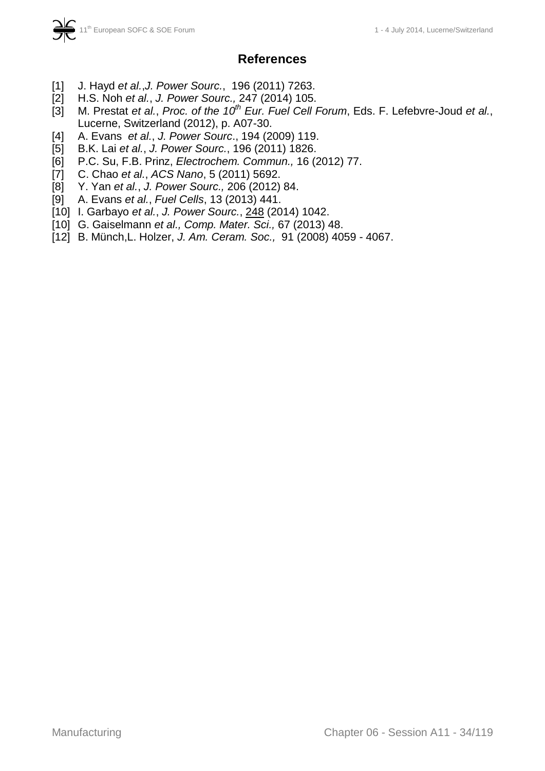## References

[1] J. Hayd *et al.*,*J. Power Sourc.*, 196 (2011) 7263.
[2] H.S. Noh *et al.*, *J. Power Sourc.,* 247 (2014) 105.
[3] M. Prestat *et al.*, *Proc. of the 10th Eur. Fuel Cell Forum*, Eds. F. Lefebvre-Joud *et al.*, Lucerne, Switzerland (2012), p. A07-30.
[4] A. Evans *et al.*, *J. Power Sourc*., 194 (2009) 119.
[5] B.K. Lai *et al.*, *J. Power Sourc.*, 196 (2011) 1826.
[6] P.C. Su, F.B. Prinz, *Electrochem. Commun.,* 16 (2012) 77.
[7] C. Chao *et al.*, *ACS Nano*, 5 (2011) 5692.
[8] Y. Yan *et al.*, *J. Power Sourc.,* 206 (2012) 84.
[9] A. Evans *et al.*, *Fuel Cells*, 13 (2013) 441.
[10] I. Garbayo *et al.*, *J. Power Sourc.*, 248 (2014) 1042.
[10] G. Gaiselmann *et al., Comp. Mater. Sci.,* 67 (2013) 48.
[12] B. Münch,L. Holzer, *J. Am. Ceram. Soc.,* 91 (2008) 4059 - 4067.